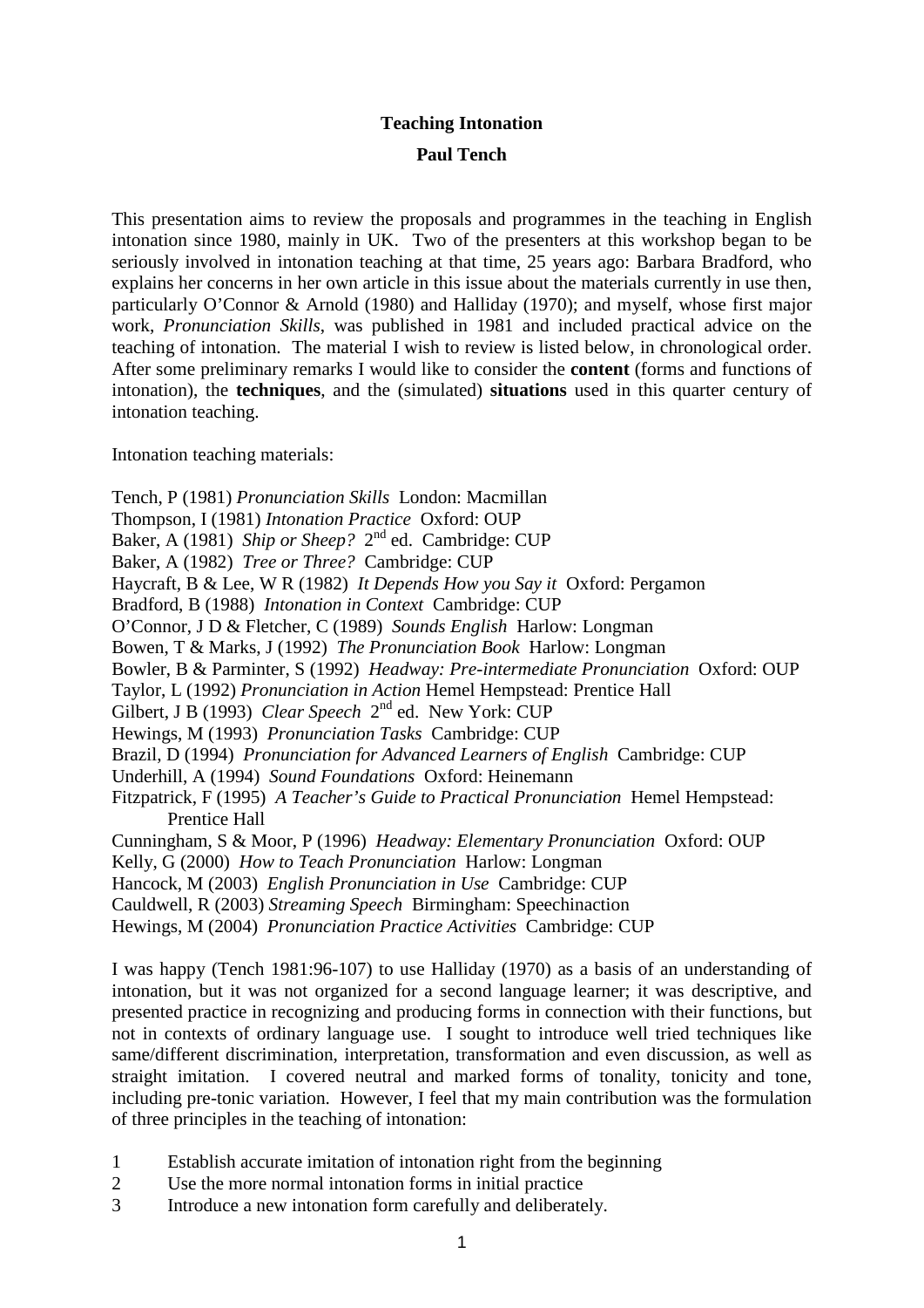# Teaching Intonation

## Paul Tench

This presentation aims to review the proposals and programmes in the teaching in English intonation since 1980, mainly in UK. Two of the presenters at this workshop began to be seriously involved in intonation teaching at that time, 25 years ago: Barbara Bradford, who explains her concerns in her own article in this issue about the materials currently in use then, particularly O'Connor & Arnold (1980) and Halliday (1970); and myself, whose first major work, *Pronunciation Skills*, was published in 1981 and included practical advice on the teaching of intonation. The material I wish to review is listed below, in chronological order. After some preliminary remarks I would like to consider the **content** (forms and functions of intonation), the **techniques**, and the (simulated) **situations** used in this quarter century of intonation teaching.

Intonation teaching materials:

Tench, P (1981) *Pronunciation Skills* London: Macmillan
Thompson, I (1981) *Intonation Practice* Oxford: OUP
Baker, A (1981) *Ship or Sheep?* 2nd ed. Cambridge: CUP
Baker, A (1982) *Tree or Three?* Cambridge: CUP
Haycraft, B & Lee, W R (1982) *It Depends How you Say it* Oxford: Pergamon
Bradford, B (1988) *Intonation in Context* Cambridge: CUP
O'Connor, J D & Fletcher, C (1989) *Sounds English* Harlow: Longman
Bowen, T & Marks, J (1992) *The Pronunciation Book* Harlow: Longman
Bowler, B & Parminter, S (1992) *Headway: Pre-intermediate Pronunciation* Oxford: OUP
Taylor, L (1992) *Pronunciation in Action* Hemel Hempstead: Prentice Hall
Gilbert, J B (1993) *Clear Speech* 2nd ed. New York: CUP
Hewings, M (1993) *Pronunciation Tasks* Cambridge: CUP
Brazil, D (1994) *Pronunciation for Advanced Learners of English* Cambridge: CUP
Underhill, A (1994) *Sound Foundations* Oxford: Heinemann
Fitzpatrick, F (1995) *A Teacher's Guide to Practical Pronunciation* Hemel Hempstead: Prentice Hall
Cunningham, S & Moor, P (1996) *Headway: Elementary Pronunciation* Oxford: OUP
Kelly, G (2000) *How to Teach Pronunciation* Harlow: Longman
Hancock, M (2003) *English Pronunciation in Use* Cambridge: CUP
Cauldwell, R (2003) *Streaming Speech* Birmingham: Speechinaction
Hewings, M (2004) *Pronunciation Practice Activities* Cambridge: CUP

I was happy (Tench 1981:96-107) to use Halliday (1970) as a basis of an understanding of intonation, but it was not organized for a second language learner; it was descriptive, and presented practice in recognizing and producing forms in connection with their functions, but not in contexts of ordinary language use. I sought to introduce well tried techniques like same/different discrimination, interpretation, transformation and even discussion, as well as straight imitation. I covered neutral and marked forms of tonality, tonicity and tone, including pre-tonic variation. However, I feel that my main contribution was the formulation of three principles in the teaching of intonation:

1. Establish accurate imitation of intonation right from the beginning
2. Use the more normal intonation forms in initial practice
3. Introduce a new intonation form carefully and deliberately.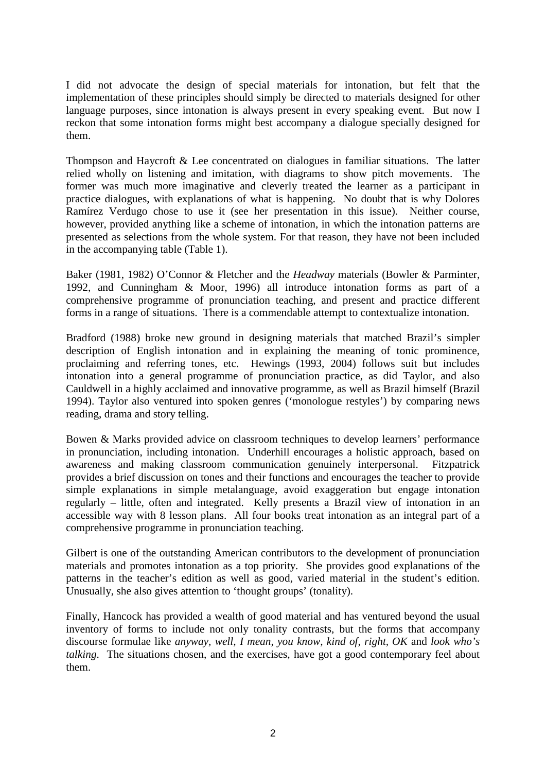I did not advocate the design of special materials for intonation, but felt that the implementation of these principles should simply be directed to materials designed for other language purposes, since intonation is always present in every speaking event. But now I reckon that some intonation forms might best accompany a dialogue specially designed for them.

Thompson and Haycroft & Lee concentrated on dialogues in familiar situations. The latter relied wholly on listening and imitation, with diagrams to show pitch movements. The former was much more imaginative and cleverly treated the learner as a participant in practice dialogues, with explanations of what is happening. No doubt that is why Dolores Ramírez Verdugo chose to use it (see her presentation in this issue). Neither course, however, provided anything like a scheme of intonation, in which the intonation patterns are presented as selections from the whole system. For that reason, they have not been included in the accompanying table (Table 1).

Baker (1981, 1982) O'Connor & Fletcher and the *Headway* materials (Bowler & Parminter, 1992, and Cunningham & Moor, 1996) all introduce intonation forms as part of a comprehensive programme of pronunciation teaching, and present and practice different forms in a range of situations. There is a commendable attempt to contextualize intonation.

Bradford (1988) broke new ground in designing materials that matched Brazil's simpler description of English intonation and in explaining the meaning of tonic prominence, proclaiming and referring tones, etc. Hewings (1993, 2004) follows suit but includes intonation into a general programme of pronunciation practice, as did Taylor, and also Cauldwell in a highly acclaimed and innovative programme, as well as Brazil himself (Brazil 1994). Taylor also ventured into spoken genres ('monologue restyles') by comparing news reading, drama and story telling.

Bowen & Marks provided advice on classroom techniques to develop learners' performance in pronunciation, including intonation. Underhill encourages a holistic approach, based on awareness and making classroom communication genuinely interpersonal. Fitzpatrick provides a brief discussion on tones and their functions and encourages the teacher to provide simple explanations in simple metalanguage, avoid exaggeration but engage intonation regularly – little, often and integrated. Kelly presents a Brazil view of intonation in an accessible way with 8 lesson plans. All four books treat intonation as an integral part of a comprehensive programme in pronunciation teaching.

Gilbert is one of the outstanding American contributors to the development of pronunciation materials and promotes intonation as a top priority. She provides good explanations of the patterns in the teacher's edition as well as good, varied material in the student's edition. Unusually, she also gives attention to 'thought groups' (tonality).

Finally, Hancock has provided a wealth of good material and has ventured beyond the usual inventory of forms to include not only tonality contrasts, but the forms that accompany discourse formulae like *anyway, well, I mean, you know, kind of, right, OK* and *look who's talking*. The situations chosen, and the exercises, have got a good contemporary feel about them.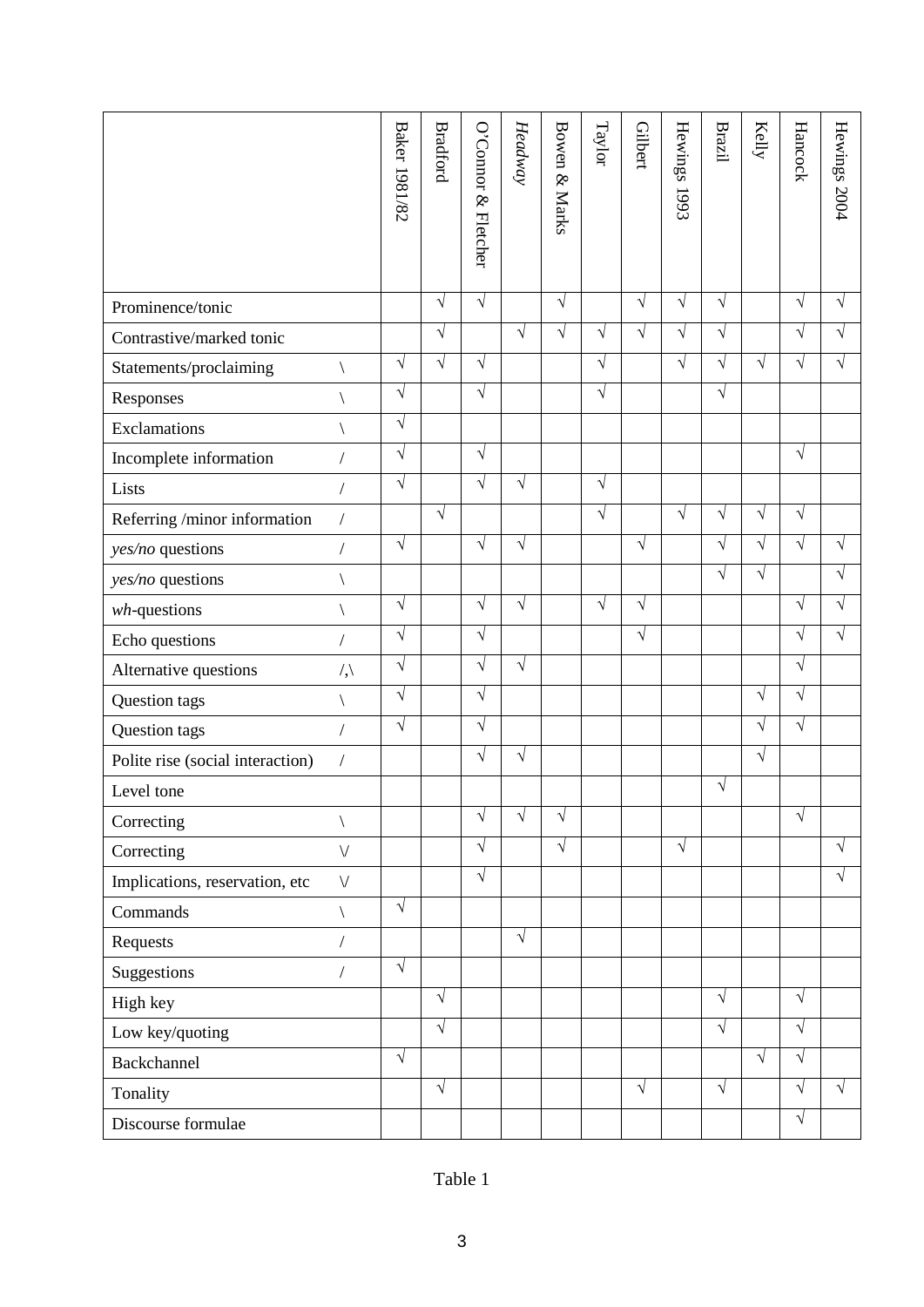| | | Baker 1981/82 | Bradford | O'Connor & Fletcher | *Headway* | Bowen & Marks | Taylor | Gilbert | Hewings 1993 | Brazil | Kelly | Hancock | Hewings 2004 |
|---|---|---|---|---|---|---|---|---|---|---|---|---|---|
| Prominence/tonic | | | √ | √ | | √ | | √ | √ | √ | | √ | √ |
| Contrastive/marked tonic | | | √ | | √ | √ | √ | √ | √ | √ | | √ | √ |
| Statements/proclaiming | \ | √ | √ | √ | | | √ | | √ | √ | √ | √ | √ |
| Responses | \ | √ | | √ | | | √ | | | √ | | | |
| Exclamations | \ | √ | | | | | | | | | | | |
| Incomplete information | / | √ | | √ | | | | | | | | √ | |
| Lists | / | √ | | √ | √ | | √ | | | | | | |
| Referring /minor information | / | | √ | | | | √ | | √ | √ | √ | √ | |
| *yes/no* questions | / | √ | | √ | √ | | | √ | | √ | √ | √ | √ |
| *yes/no* questions | \ | | | | | | | | | √ | √ | | √ |
| *wh*-questions | \ | √ | | √ | √ | | √ | √ | | | | √ | √ |
| Echo questions | / | √ | | √ | | | | √ | | | | √ | √ |
| Alternative questions | /,\ | √ | | √ | √ | | | | | | | √ | |
| Question tags | \ | √ | | √ | | | | | | | √ | √ | |
| Question tags | / | √ | | √ | | | | | | | √ | √ | |
| Polite rise (social interaction) | / | | | √ | √ | | | | | | √ | | |
| Level tone | | | | | | | | | | √ | | | |
| Correcting | \ | | | √ | √ | √ | | | | | | √ | |
| Correcting | \/ | | | √ | | √ | | | √ | | | | √ |
| Implications, reservation, etc | \/ | | | √ | | | | | | | | | √ |
| Commands | \ | √ | | | | | | | | | | | |
| Requests | / | | | | √ | | | | | | | | |
| Suggestions | / | √ | | | | | | | | | | | |
| High key | | | √ | | | | | | | √ | | √ | |
| Low key/quoting | | | √ | | | | | | | √ | | √ | |
| Backchannel | | √ | | | | | | | | | √ | √ | |
| Tonality | | | √ | | | | | √ | | √ | | √ | √ |
| Discourse formulae | | | | | | | | | | | | √ | |

Table 1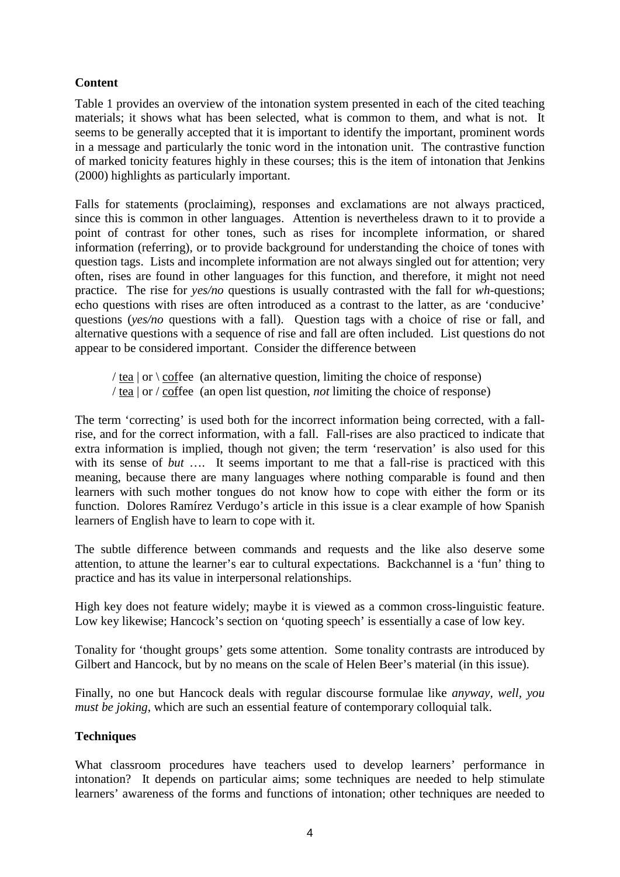**Content**

Table 1 provides an overview of the intonation system presented in each of the cited teaching materials; it shows what has been selected, what is common to them, and what is not. It seems to be generally accepted that it is important to identify the important, prominent words in a message and particularly the tonic word in the intonation unit. The contrastive function of marked tonicity features highly in these courses; this is the item of intonation that Jenkins (2000) highlights as particularly important.

Falls for statements (proclaiming), responses and exclamations are not always practiced, since this is common in other languages. Attention is nevertheless drawn to it to provide a point of contrast for other tones, such as rises for incomplete information, or shared information (referring), or to provide background for understanding the choice of tones with question tags. Lists and incomplete information are not always singled out for attention; very often, rises are found in other languages for this function, and therefore, it might not need practice. The rise for *yes/no* questions is usually contrasted with the fall for *wh*-questions; echo questions with rises are often introduced as a contrast to the latter, as are 'conducive' questions (*yes/no* questions with a fall). Question tags with a choice of rise or fall, and alternative questions with a sequence of rise and fall are often included. List questions do not appear to be considered important. Consider the difference between

> / <u>tea</u> | or \ <u>cof</u>fee (an alternative question, limiting the choice of response)
> / <u>tea</u> | or / <u>cof</u>fee (an open list question, *not* limiting the choice of response)

The term 'correcting' is used both for the incorrect information being corrected, with a fall-rise, and for the correct information, with a fall. Fall-rises are also practiced to indicate that extra information is implied, though not given; the term 'reservation' is also used for this with its sense of *but* …. It seems important to me that a fall-rise is practiced with this meaning, because there are many languages where nothing comparable is found and then learners with such mother tongues do not know how to cope with either the form or its function. Dolores Ramírez Verdugo's article in this issue is a clear example of how Spanish learners of English have to learn to cope with it.

The subtle difference between commands and requests and the like also deserve some attention, to attune the learner's ear to cultural expectations. Backchannel is a 'fun' thing to practice and has its value in interpersonal relationships.

High key does not feature widely; maybe it is viewed as a common cross-linguistic feature. Low key likewise; Hancock's section on 'quoting speech' is essentially a case of low key.

Tonality for 'thought groups' gets some attention. Some tonality contrasts are introduced by Gilbert and Hancock, but by no means on the scale of Helen Beer's material (in this issue).

Finally, no one but Hancock deals with regular discourse formulae like *anyway*, *well*, *you must be joking*, which are such an essential feature of contemporary colloquial talk.

**Techniques**

What classroom procedures have teachers used to develop learners' performance in intonation? It depends on particular aims; some techniques are needed to help stimulate learners' awareness of the forms and functions of intonation; other techniques are needed to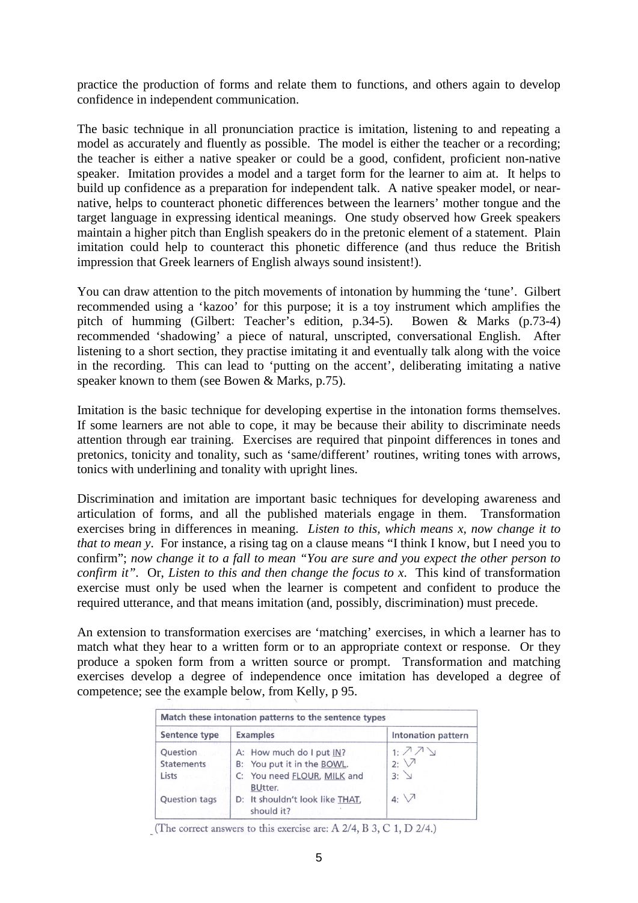practice the production of forms and relate them to functions, and others again to develop confidence in independent communication.

The basic technique in all pronunciation practice is imitation, listening to and repeating a model as accurately and fluently as possible. The model is either the teacher or a recording; the teacher is either a native speaker or could be a good, confident, proficient non-native speaker. Imitation provides a model and a target form for the learner to aim at. It helps to build up confidence as a preparation for independent talk. A native speaker model, or near-native, helps to counteract phonetic differences between the learners' mother tongue and the target language in expressing identical meanings. One study observed how Greek speakers maintain a higher pitch than English speakers do in the pretonic element of a statement. Plain imitation could help to counteract this phonetic difference (and thus reduce the British impression that Greek learners of English always sound insistent!).

You can draw attention to the pitch movements of intonation by humming the 'tune'. Gilbert recommended using a 'kazoo' for this purpose; it is a toy instrument which amplifies the pitch of humming (Gilbert: Teacher's edition, p.34-5). Bowen & Marks (p.73-4) recommended 'shadowing' a piece of natural, unscripted, conversational English. After listening to a short section, they practise imitating it and eventually talk along with the voice in the recording. This can lead to 'putting on the accent', deliberating imitating a native speaker known to them (see Bowen & Marks, p.75).

Imitation is the basic technique for developing expertise in the intonation forms themselves. If some learners are not able to cope, it may be because their ability to discriminate needs attention through ear training. Exercises are required that pinpoint differences in tones and pretonics, tonicity and tonality, such as 'same/different' routines, writing tones with arrows, tonics with underlining and tonality with upright lines.

Discrimination and imitation are important basic techniques for developing awareness and articulation of forms, and all the published materials engage in them. Transformation exercises bring in differences in meaning. *Listen to this, which means x, now change it to that to mean y*. For instance, a rising tag on a clause means "I think I know, but I need you to confirm"; *now change it to a fall to mean "You are sure and you expect the other person to confirm it"*. Or, *Listen to this and then change the focus to x*. This kind of transformation exercise must only be used when the learner is competent and confident to produce the required utterance, and that means imitation (and, possibly, discrimination) must precede.

An extension to transformation exercises are 'matching' exercises, in which a learner has to match what they hear to a written form or to an appropriate context or response. Or they produce a spoken form from a written source or prompt. Transformation and matching exercises develop a degree of independence once imitation has developed a degree of competence; see the example below, from Kelly, p 95.

**Match these intonation patterns to the sentence types**

| Sentence type | Examples | Intonation pattern |
|---|---|---|
| Question | A: How much do I put IN? | 1: ↗ ↗ ↘ |
| Statements | B: You put it in the BOWL. | 2: ↘↗ |
| Lists | C: You need FLOUR, MILK and BUtter. | 3: ↘ |
| Question tags | D: It shouldn't look like THAT, should it? | 4: ↘↗ |

(The correct answers to this exercise are: A 2/4, B 3, C 1, D 2/4.)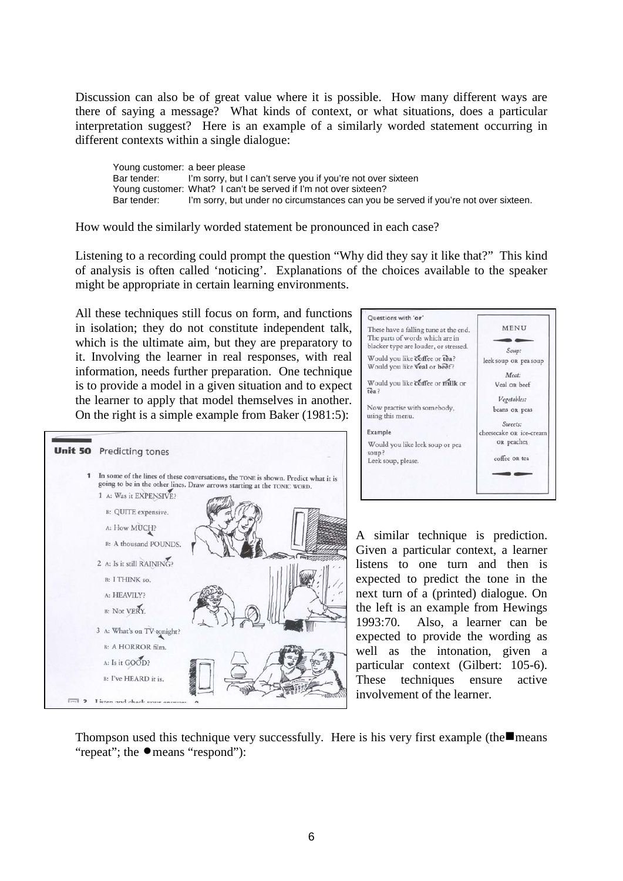Discussion can also be of great value where it is possible. How many different ways are there of saying a message? What kinds of context, or what situations, does a particular interpretation suggest? Here is an example of a similarly worded statement occurring in different contexts within a single dialogue:

> Young customer: a beer please
> Bar tender: I'm sorry, but I can't serve you if you're not over sixteen
> Young customer: What? I can't be served if I'm not over sixteen?
> Bar tender: I'm sorry, but under no circumstances can you be served if you're not over sixteen.

How would the similarly worded statement be pronounced in each case?

Listening to a recording could prompt the question "Why did they say it like that?" This kind of analysis is often called 'noticing'. Explanations of the choices available to the speaker might be appropriate in certain learning environments.

All these techniques still focus on form, and functions in isolation; they do not constitute independent talk, which is the ultimate aim, but they are preparatory to it. Involving the learner in real responses, with real information, needs further preparation. One technique is to provide a model in a given situation and to expect the learner to apply that model themselves in another. On the right is a simple example from Baker (1981:5):

**Questions with 'or'**

These have a falling tune at the end. The parts of words which are in blacker type are louder, or stressed.

Would you like coffee or tea?
Would you like veal or beef?

Would you like coffee or milk or tea?

Now practise with somebody, using this menu.

Example

Would you like leek soup or pea soup?
Leek soup, please.

MENU

*Soup:* leek soup OR pea soup

*Meat:* Veal OR beef

*Vegetables:* beans OR peas

*Sweets:* cheesecake OR ice-cream OR peaches

coffee OR tea

**Unit 50** Predicting tones

1 In some of the lines of these conversations, the TONE is shown. Predict what it is going to be in the other lines. Draw arrows starting at the TONIC WORD.

1 A: Was it EXPENSIVE?
B: QUITE expensive.
A: How MUCH?
B: A thousand POUNDS.

2 A: Is it still RAINING?
B: I THINK so.
A: HEAVILY?
B: Not VERY.

3 A: What's on TV tonight?
B: A HORROR film.
A: Is it GOOD?
B: I've HEARD it is.

2 Listen and check your answers.

A similar technique is prediction. Given a particular context, a learner listens to one turn and then is expected to predict the tone in the next turn of a (printed) dialogue. On the left is an example from Hewings 1993:70. Also, a learner can be expected to provide the wording as well as the intonation, given a particular context (Gilbert: 105-6). These techniques ensure active involvement of the learner.

Thompson used this technique very successfully. Here is his very first example (the ■ means "repeat"; the ● means "respond"):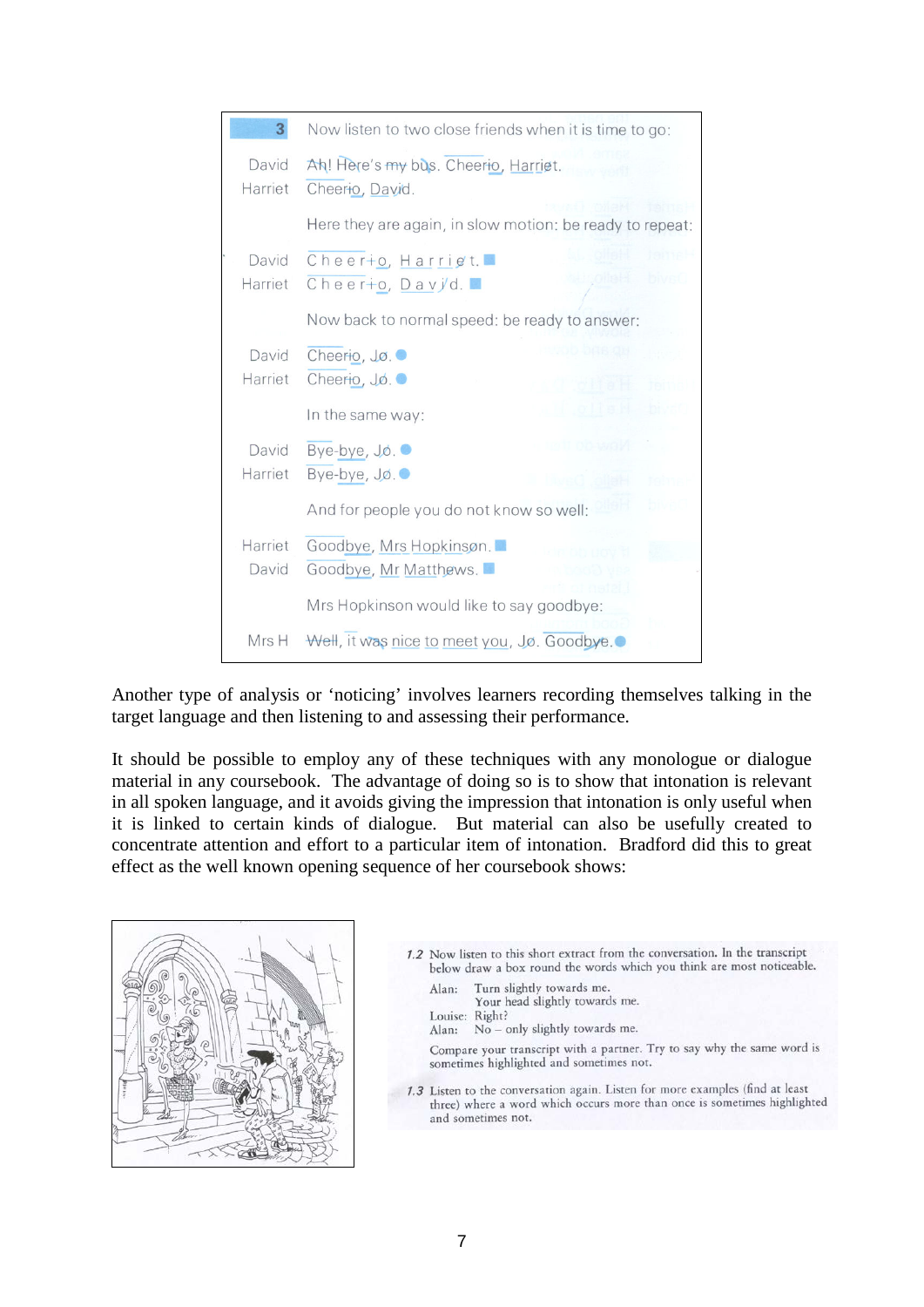| 3 | Now listen to two close friends when it is time to go: |
|---|---|
| David | Ah! Here's my bus. Cheerio, Harriet. |
| Harriet | Cheerio, David. |
| | Here they are again, in slow motion: be ready to repeat: |
| David | C h e e r i o, H a r r i e t. |
| Harriet | C h e e r i o, D a v i d. |
| | Now back to normal speed: be ready to answer: |
| David | Cheerio, Jo. |
| Harriet | Cheerio, Jo. |
| | In the same way: |
| David | Bye-bye, Jo. |
| Harriet | Bye-bye, Jo. |
| | And for people you do not know so well: |
| Harriet | Goodbye, Mrs Hopkinson. |
| David | Goodbye, Mr Matthews. |
| | Mrs Hopkinson would like to say goodbye: |
| Mrs H | Well, it was nice to meet you, Jo. Goodbye. |

Another type of analysis or 'noticing' involves learners recording themselves talking in the target language and then listening to and assessing their performance.

It should be possible to employ any of these techniques with any monologue or dialogue material in any coursebook. The advantage of doing so is to show that intonation is relevant in all spoken language, and it avoids giving the impression that intonation is only useful when it is linked to certain kinds of dialogue. But material can also be usefully created to concentrate attention and effort to a particular item of intonation. Bradford did this to great effect as the well known opening sequence of her coursebook shows:

*1.2* Now listen to this short extract from the conversation. In the transcript below draw a box round the words which you think are most noticeable.

Alan: Turn slightly towards me.
Your head slightly towards me.
Louise: Right?
Alan: No – only slightly towards me.

Compare your transcript with a partner. Try to say why the same word is sometimes highlighted and sometimes not.

*1.3* Listen to the conversation again. Listen for more examples (find at least three) where a word which occurs more than once is sometimes highlighted and sometimes not.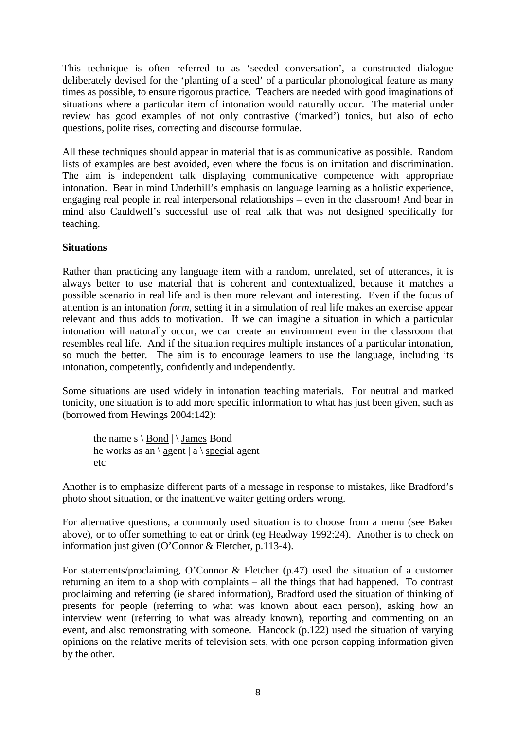This technique is often referred to as 'seeded conversation', a constructed dialogue deliberately devised for the 'planting of a seed' of a particular phonological feature as many times as possible, to ensure rigorous practice. Teachers are needed with good imaginations of situations where a particular item of intonation would naturally occur. The material under review has good examples of not only contrastive ('marked') tonics, but also of echo questions, polite rises, correcting and discourse formulae.

All these techniques should appear in material that is as communicative as possible. Random lists of examples are best avoided, even where the focus is on imitation and discrimination. The aim is independent talk displaying communicative competence with appropriate intonation. Bear in mind Underhill's emphasis on language learning as a holistic experience, engaging real people in real interpersonal relationships – even in the classroom! And bear in mind also Cauldwell's successful use of real talk that was not designed specifically for teaching.

**Situations**

Rather than practicing any language item with a random, unrelated, set of utterances, it is always better to use material that is coherent and contextualized, because it matches a possible scenario in real life and is then more relevant and interesting. Even if the focus of attention is an intonation *form*, setting it in a simulation of real life makes an exercise appear relevant and thus adds to motivation. If we can imagine a situation in which a particular intonation will naturally occur, we can create an environment even in the classroom that resembles real life. And if the situation requires multiple instances of a particular intonation, so much the better. The aim is to encourage learners to use the language, including its intonation, competently, confidently and independently.

Some situations are used widely in intonation teaching materials. For neutral and marked tonicity, one situation is to add more specific information to what has just been given, such as (borrowed from Hewings 2004:142):

> the name s \ <u>Bond</u> | \ <u>James</u> Bond
> he works as an \ <u>a</u>gent | a \ <u>spec</u>ial agent
> etc

Another is to emphasize different parts of a message in response to mistakes, like Bradford's photo shoot situation, or the inattentive waiter getting orders wrong.

For alternative questions, a commonly used situation is to choose from a menu (see Baker above), or to offer something to eat or drink (eg Headway 1992:24). Another is to check on information just given (O'Connor & Fletcher, p.113-4).

For statements/proclaiming, O'Connor & Fletcher (p.47) used the situation of a customer returning an item to a shop with complaints – all the things that had happened. To contrast proclaiming and referring (ie shared information), Bradford used the situation of thinking of presents for people (referring to what was known about each person), asking how an interview went (referring to what was already known), reporting and commenting on an event, and also remonstrating with someone. Hancock (p.122) used the situation of varying opinions on the relative merits of television sets, with one person capping information given by the other.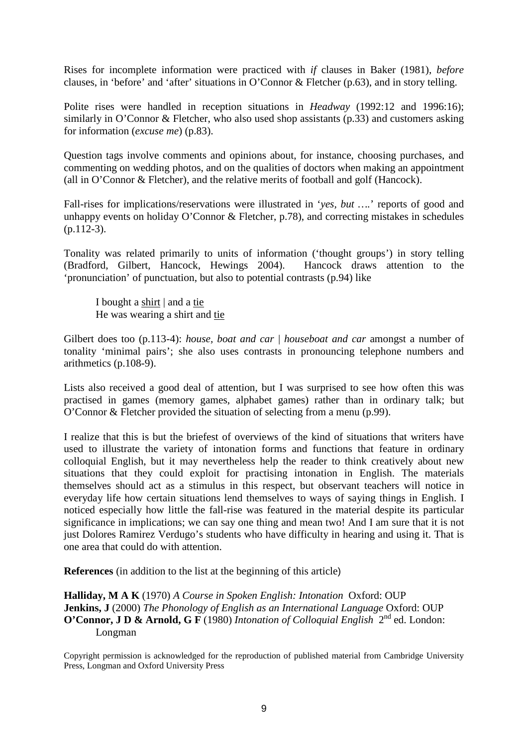Rises for incomplete information were practiced with *if* clauses in Baker (1981), *before* clauses, in 'before' and 'after' situations in O'Connor & Fletcher (p.63), and in story telling.

Polite rises were handled in reception situations in *Headway* (1992:12 and 1996:16); similarly in O'Connor & Fletcher, who also used shop assistants (p.33) and customers asking for information (*excuse me*) (p.83).

Question tags involve comments and opinions about, for instance, choosing purchases, and commenting on wedding photos, and on the qualities of doctors when making an appointment (all in O'Connor & Fletcher), and the relative merits of football and golf (Hancock).

Fall-rises for implications/reservations were illustrated in '*yes, but* ….' reports of good and unhappy events on holiday O'Connor & Fletcher, p.78), and correcting mistakes in schedules (p.112-3).

Tonality was related primarily to units of information ('thought groups') in story telling (Bradford, Gilbert, Hancock, Hewings 2004). Hancock draws attention to the 'pronunciation' of punctuation, but also to potential contrasts (p.94) like

> I bought a <u>shirt</u> | and a <u>tie</u>
> He was wearing a shirt and <u>tie</u>

Gilbert does too (p.113-4): *house, boat and car | houseboat and car* amongst a number of tonality 'minimal pairs'; she also uses contrasts in pronouncing telephone numbers and arithmetics (p.108-9).

Lists also received a good deal of attention, but I was surprised to see how often this was practised in games (memory games, alphabet games) rather than in ordinary talk; but O'Connor & Fletcher provided the situation of selecting from a menu (p.99).

I realize that this is but the briefest of overviews of the kind of situations that writers have used to illustrate the variety of intonation forms and functions that feature in ordinary colloquial English, but it may nevertheless help the reader to think creatively about new situations that they could exploit for practising intonation in English. The materials themselves should act as a stimulus in this respect, but observant teachers will notice in everyday life how certain situations lend themselves to ways of saying things in English. I noticed especially how little the fall-rise was featured in the material despite its particular significance in implications; we can say one thing and mean two! And I am sure that it is not just Dolores Ramirez Verdugo's students who have difficulty in hearing and using it. That is one area that could do with attention.

**References** (in addition to the list at the beginning of this article)

**Halliday, M A K** (1970) *A Course in Spoken English: Intonation* Oxford: OUP
**Jenkins, J** (2000) *The Phonology of English as an International Language* Oxford: OUP
**O'Connor, J D & Arnold, G F** (1980) *Intonation of Colloquial English* 2nd ed. London: Longman

Copyright permission is acknowledged for the reproduction of published material from Cambridge University Press, Longman and Oxford University Press